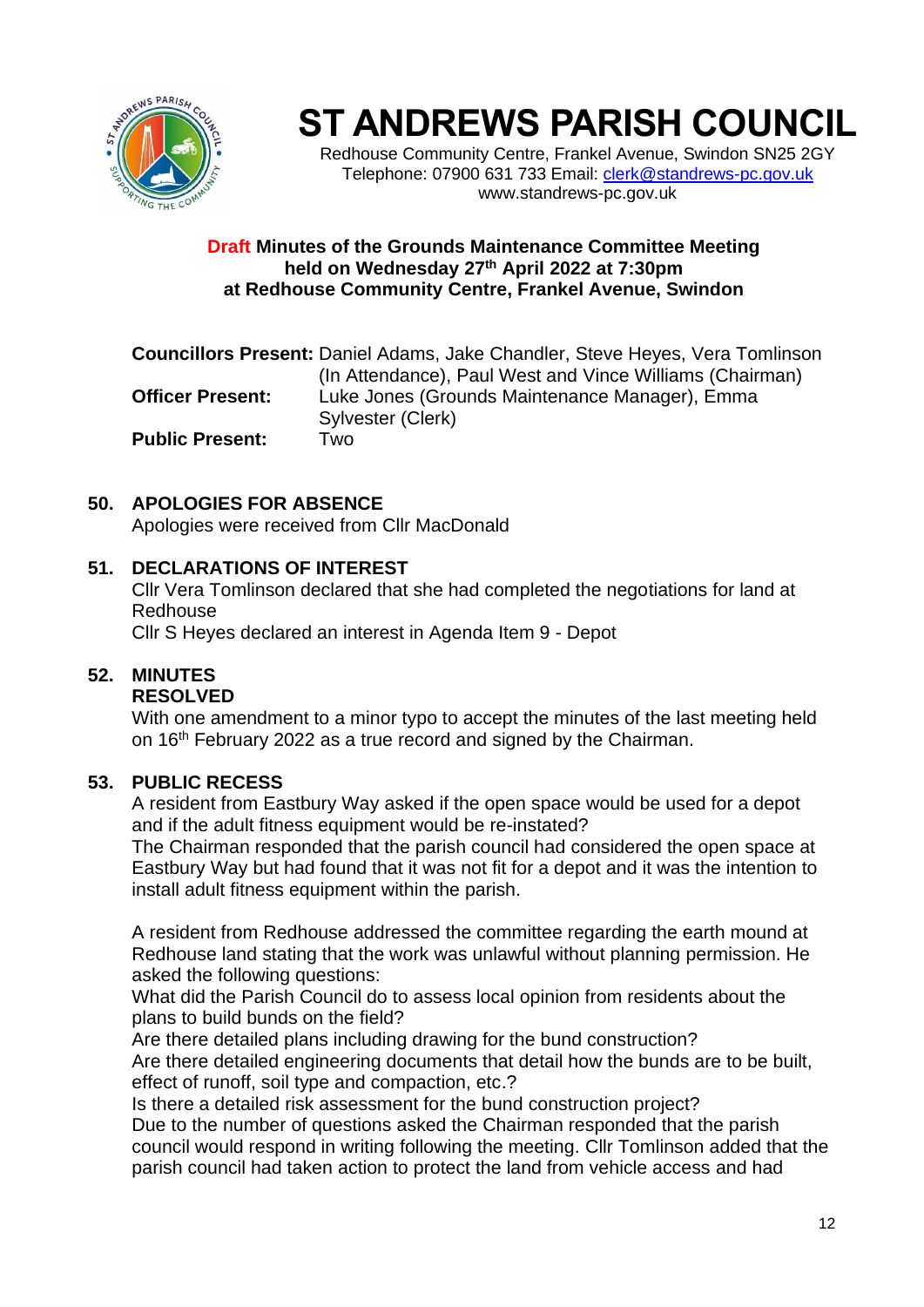# ST ANDREWS PARISH COUNCIL

Redhouse Community Centre, Frankel Avenue, Swindon SN25 2GY
Telephone: 07900 631 733 Email: clerk@standrews-pc.gov.uk
www.standrews-pc.gov.uk

## Draft Minutes of the Grounds Maintenance Committee Meeting held on Wednesday 27th April 2022 at 7:30pm at Redhouse Community Centre, Frankel Avenue, Swindon

**Councillors Present:** Daniel Adams, Jake Chandler, Steve Heyes, Vera Tomlinson (In Attendance), Paul West and Vince Williams (Chairman)
**Officer Present:** Luke Jones (Grounds Maintenance Manager), Emma Sylvester (Clerk)
**Public Present:** Two

### 50. APOLOGIES FOR ABSENCE

Apologies were received from Cllr MacDonald

### 51. DECLARATIONS OF INTEREST

Cllr Vera Tomlinson declared that she had completed the negotiations for land at Redhouse

Cllr S Heyes declared an interest in Agenda Item 9 - Depot

### 52. MINUTES

**RESOLVED**

With one amendment to a minor typo to accept the minutes of the last meeting held on 16th February 2022 as a true record and signed by the Chairman.

### 53. PUBLIC RECESS

A resident from Eastbury Way asked if the open space would be used for a depot and if the adult fitness equipment would be re-instated?

The Chairman responded that the parish council had considered the open space at Eastbury Way but had found that it was not fit for a depot and it was the intention to install adult fitness equipment within the parish.

A resident from Redhouse addressed the committee regarding the earth mound at Redhouse land stating that the work was unlawful without planning permission. He asked the following questions:

What did the Parish Council do to assess local opinion from residents about the plans to build bunds on the field?

Are there detailed plans including drawing for the bund construction?

Are there detailed engineering documents that detail how the bunds are to be built, effect of runoff, soil type and compaction, etc.?

Is there a detailed risk assessment for the bund construction project?

Due to the number of questions asked the Chairman responded that the parish council would respond in writing following the meeting. Cllr Tomlinson added that the parish council had taken action to protect the land from vehicle access and had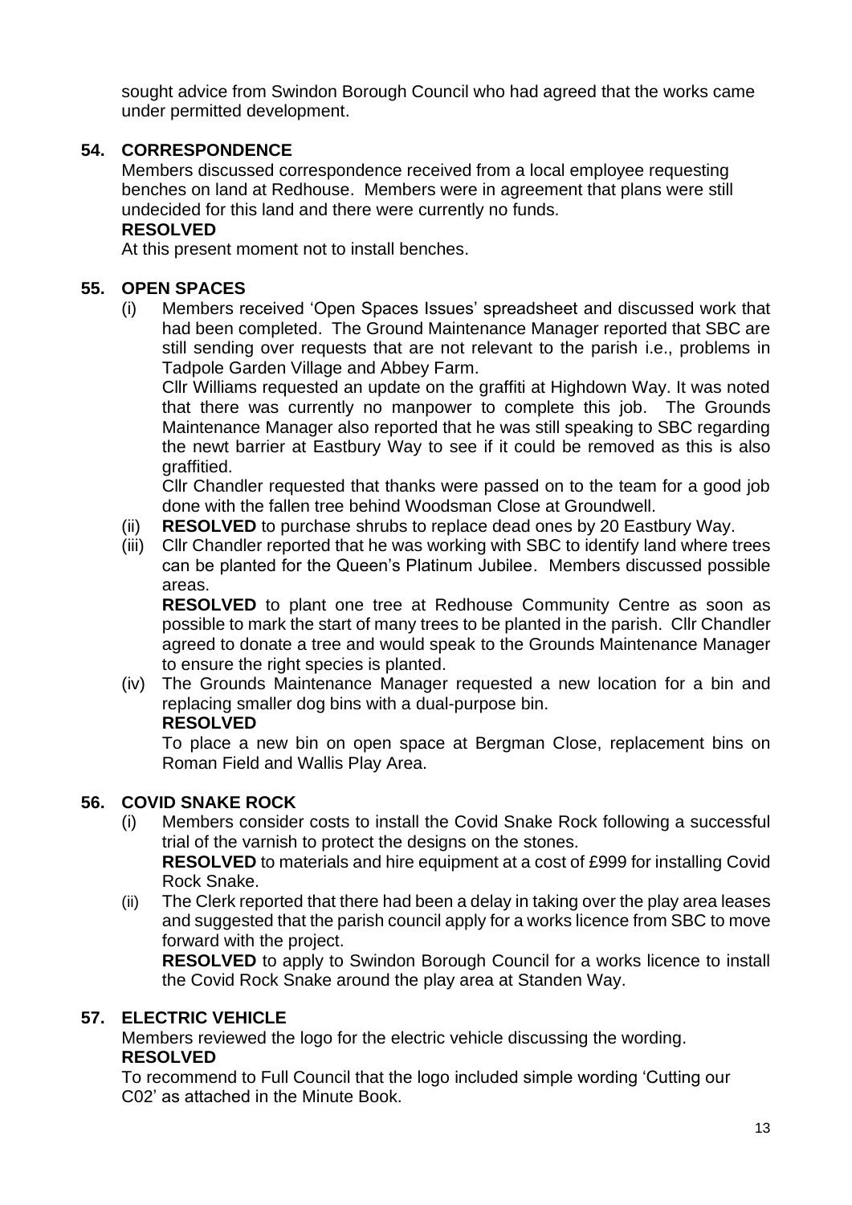sought advice from Swindon Borough Council who had agreed that the works came under permitted development.

## 54. CORRESPONDENCE

Members discussed correspondence received from a local employee requesting benches on land at Redhouse. Members were in agreement that plans were still undecided for this land and there were currently no funds.

**RESOLVED**

At this present moment not to install benches.

## 55. OPEN SPACES

(i) Members received 'Open Spaces Issues' spreadsheet and discussed work that had been completed. The Ground Maintenance Manager reported that SBC are still sending over requests that are not relevant to the parish i.e., problems in Tadpole Garden Village and Abbey Farm.

Cllr Williams requested an update on the graffiti at Highdown Way. It was noted that there was currently no manpower to complete this job. The Grounds Maintenance Manager also reported that he was still speaking to SBC regarding the newt barrier at Eastbury Way to see if it could be removed as this is also graffitied.

Cllr Chandler requested that thanks were passed on to the team for a good job done with the fallen tree behind Woodsman Close at Groundwell.

(ii) **RESOLVED** to purchase shrubs to replace dead ones by 20 Eastbury Way.

(iii) Cllr Chandler reported that he was working with SBC to identify land where trees can be planted for the Queen's Platinum Jubilee. Members discussed possible areas.

**RESOLVED** to plant one tree at Redhouse Community Centre as soon as possible to mark the start of many trees to be planted in the parish. Cllr Chandler agreed to donate a tree and would speak to the Grounds Maintenance Manager to ensure the right species is planted.

(iv) The Grounds Maintenance Manager requested a new location for a bin and replacing smaller dog bins with a dual-purpose bin.

**RESOLVED**

To place a new bin on open space at Bergman Close, replacement bins on Roman Field and Wallis Play Area.

## 56. COVID SNAKE ROCK

(i) Members consider costs to install the Covid Snake Rock following a successful trial of the varnish to protect the designs on the stones.

**RESOLVED** to materials and hire equipment at a cost of £999 for installing Covid Rock Snake.

(ii) The Clerk reported that there had been a delay in taking over the play area leases and suggested that the parish council apply for a works licence from SBC to move forward with the project.

**RESOLVED** to apply to Swindon Borough Council for a works licence to install the Covid Rock Snake around the play area at Standen Way.

## 57. ELECTRIC VEHICLE

Members reviewed the logo for the electric vehicle discussing the wording.

**RESOLVED**

To recommend to Full Council that the logo included simple wording 'Cutting our C02' as attached in the Minute Book.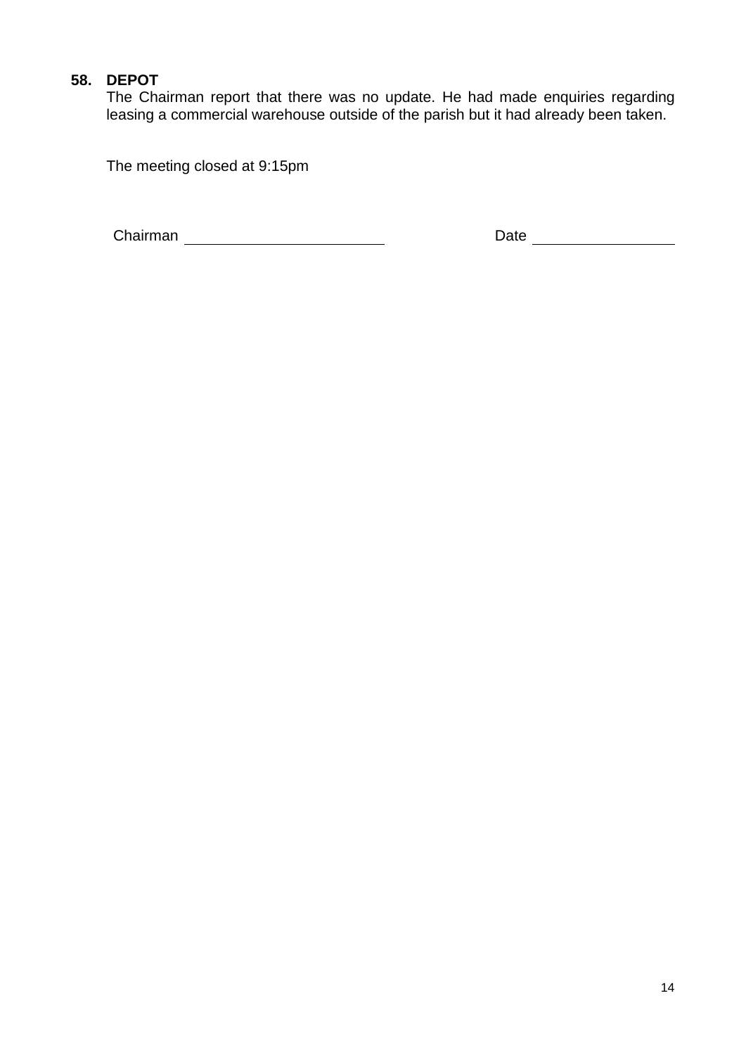**58. DEPOT**

The Chairman report that there was no update. He had made enquiries regarding leasing a commercial warehouse outside of the parish but it had already been taken.

The meeting closed at 9:15pm

Chairman ________________________ Date ________________